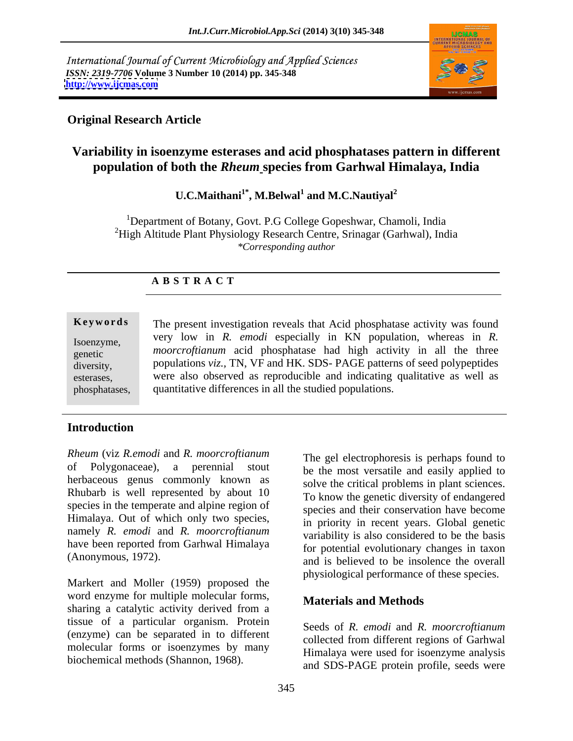International Journal of Current Microbiology and Applied Sciences
*ISSN: 2319-7706* **Volume 3 Number 10 (2014) pp. 345-348**
**http://www.ijcmas.com**

**Original Research Article**

# Variability in isoenzyme esterases and acid phosphatases pattern in different population of both the *Rheum* species from Garhwal Himalaya, India

**U.C.Maithani[1*], M.Belwal[1] and M.C.Nautiyal[2]**

[1]Department of Botany, Govt. P.G College Gopeshwar, Chamoli, India
[2]High Altitude Plant Physiology Research Centre, Srinagar (Garhwal), India
*\*Corresponding author*

**A B S T R A C T**

**Keywords**

Isoenzyme, genetic diversity, esterases, phosphatases,

The present investigation reveals that Acid phosphatase activity was found very low in *R. emodi* especially in KN population, whereas in *R. moorcroftianum* acid phosphatase had high activity in all the three populations *viz.,* TN, VF and HK. SDS- PAGE patterns of seed polypeptides were also observed as reproducible and indicating qualitative as well as quantitative differences in all the studied populations.

## Introduction

*Rheum* (viz *R.emodi* and *R. moorcroftianum* of Polygonaceae), a perennial stout herbaceous genus commonly known as Rhubarb is well represented by about 10 species in the temperate and alpine region of Himalaya. Out of which only two species, namely *R. emodi* and *R. moorcroftianum* have been reported from Garhwal Himalaya (Anonymous, 1972).

Markert and Moller (1959) proposed the word enzyme for multiple molecular forms, sharing a catalytic activity derived from a tissue of a particular organism. Protein (enzyme) can be separated in to different molecular forms or isoenzymes by many biochemical methods (Shannon, 1968).

The gel electrophoresis is perhaps found to be the most versatile and easily applied to solve the critical problems in plant sciences. To know the genetic diversity of endangered species and their conservation have become in priority in recent years. Global genetic variability is also considered to be the basis for potential evolutionary changes in taxon and is believed to be insolence the overall physiological performance of these species.

## Materials and Methods

Seeds of *R. emodi* and *R. moorcroftianum* collected from different regions of Garhwal Himalaya were used for isoenzyme analysis and SDS-PAGE protein profile, seeds were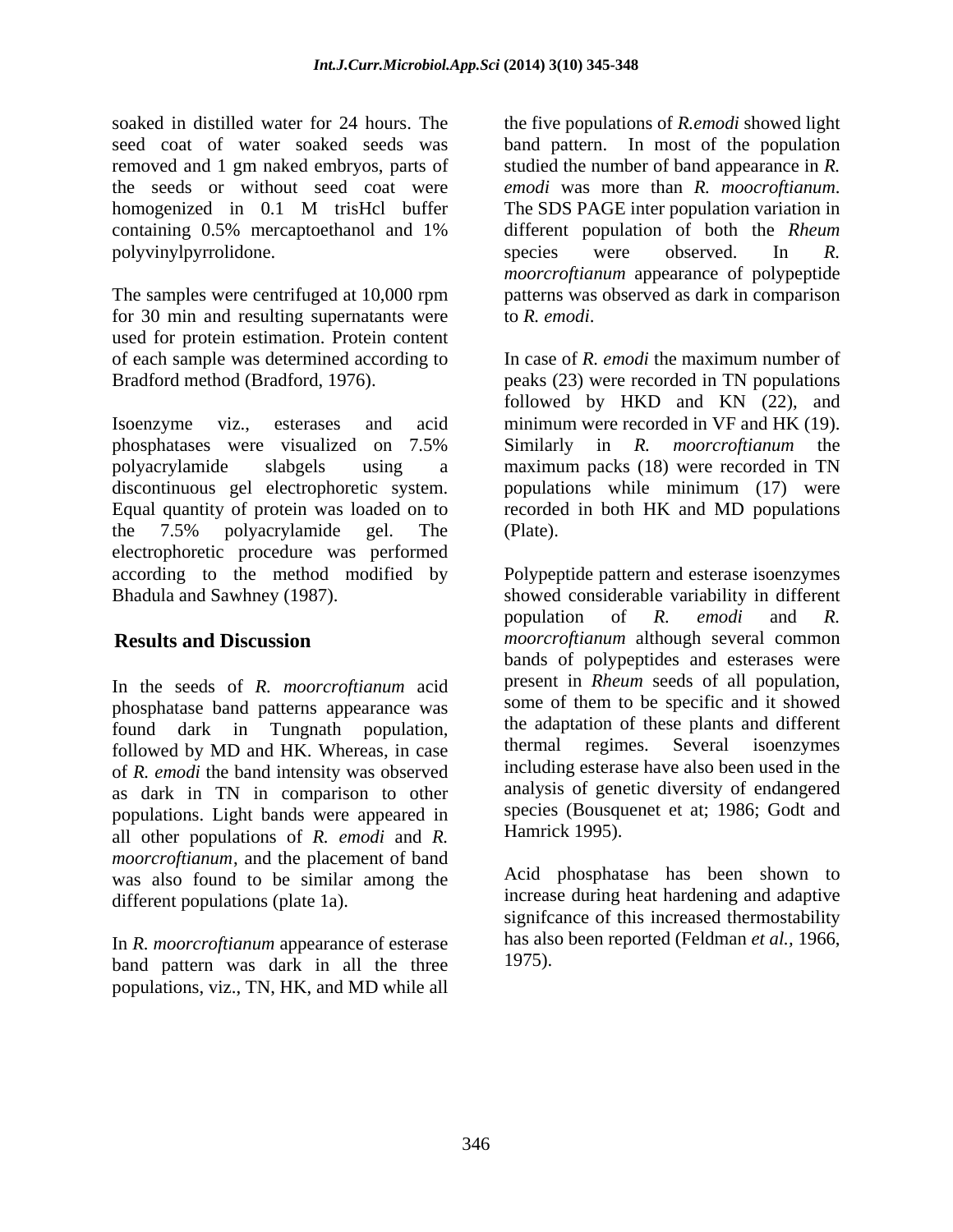soaked in distilled water for 24 hours. The seed coat of water soaked seeds was removed and 1 gm naked embryos, parts of the seeds or without seed coat were homogenized in 0.1 M trisHcl buffer containing 0.5% mercaptoethanol and 1% polyvinylpyrrolidone.

The samples were centrifuged at 10,000 rpm for 30 min and resulting supernatants were used for protein estimation. Protein content of each sample was determined according to Bradford method (Bradford, 1976).

Isoenzyme viz., esterases and acid phosphatases were visualized on 7.5% polyacrylamide slabgels using a discontinuous gel electrophoretic system. Equal quantity of protein was loaded on to the 7.5% polyacrylamide gel. The electrophoretic procedure was performed according to the method modified by Bhadula and Sawhney (1987).

## Results and Discussion

In the seeds of *R. moorcroftianum* acid phosphatase band patterns appearance was found dark in Tungnath population, followed by MD and HK. Whereas, in case of *R. emodi* the band intensity was observed as dark in TN in comparison to other populations. Light bands were appeared in all other populations of *R. emodi* and *R. moorcroftianum*, and the placement of band was also found to be similar among the different populations (plate 1a).

In *R. moorcroftianum* appearance of esterase band pattern was dark in all the three populations, viz., TN, HK, and MD while all the five populations of *R.emodi* showed light band pattern. In most of the population studied the number of band appearance in *R. emodi* was more than *R. moocroftianum*. The SDS PAGE inter population variation in different population of both the *Rheum* species were observed. In *R. moorcroftianum* appearance of polypeptide patterns was observed as dark in comparison to *R. emodi*.

In case of *R. emodi* the maximum number of peaks (23) were recorded in TN populations followed by HKD and KN (22), and minimum were recorded in VF and HK (19). Similarly in *R. moorcroftianum* the maximum packs (18) were recorded in TN populations while minimum (17) were recorded in both HK and MD populations (Plate).

Polypeptide pattern and esterase isoenzymes showed considerable variability in different population of *R. emodi* and *R. moorcroftianum* although several common bands of polypeptides and esterases were present in *Rheum* seeds of all population, some of them to be specific and it showed the adaptation of these plants and different thermal regimes. Several isoenzymes including esterase have also been used in the analysis of genetic diversity of endangered species (Bousquenet et at; 1986; Godt and Hamrick 1995).

Acid phosphatase has been shown to increase during heat hardening and adaptive signifcance of this increased thermostability has also been reported (Feldman *et al.*, 1966, 1975).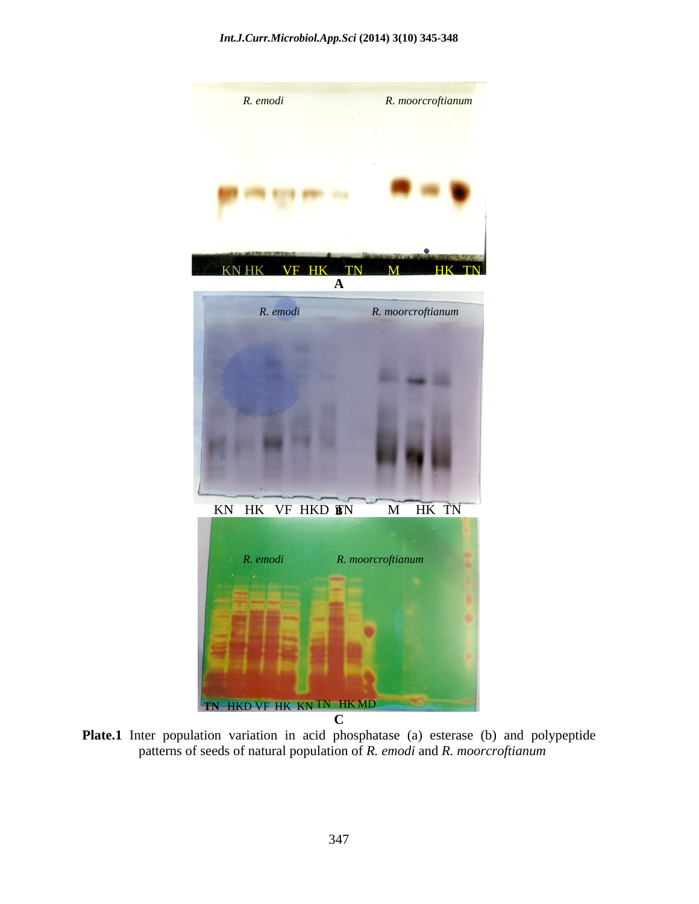**Plate.1** Inter population variation in acid phosphatase (a) esterase (b) and polypeptide patterns of seeds of natural population of *R. emodi* and *R. moorcroftianum*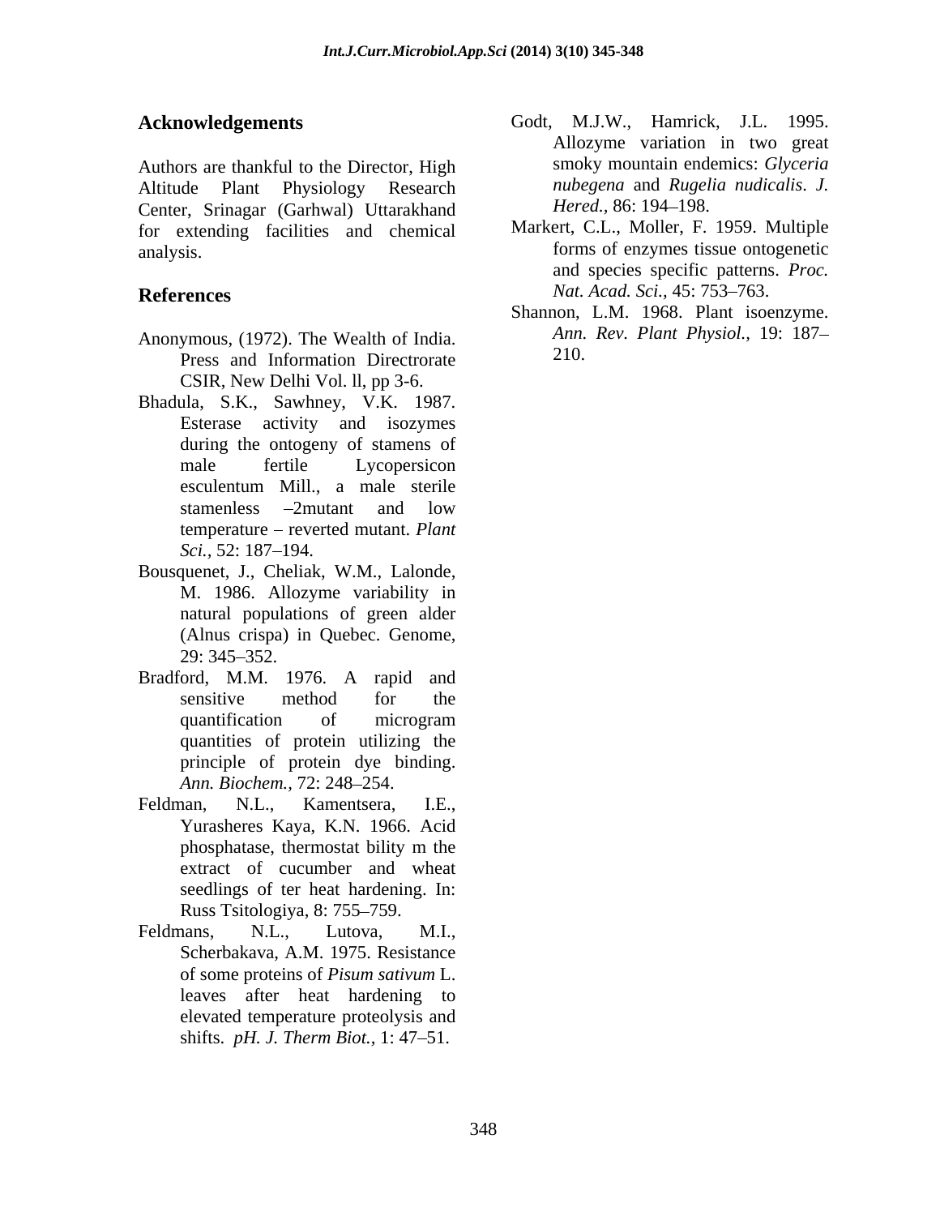## Acknowledgements

Authors are thankful to the Director, High Altitude Plant Physiology Research Center, Srinagar (Garhwal) Uttarakhand for extending facilities and chemical analysis.

## References

Anonymous, (1972). The Wealth of India. Press and Information Directrorate CSIR, New Delhi Vol. ll, pp 3-6.

Bhadula, S.K., Sawhney, V.K. 1987. Esterase activity and isozymes during the ontogeny of stamens of male fertile Lycopersicon esculentum Mill., a male sterile stamenless –2mutant and low temperature – reverted mutant. *Plant Sci.,* 52: 187–194.

Bousquenet, J., Cheliak, W.M., Lalonde, M. 1986. Allozyme variability in natural populations of green alder (Alnus crispa) in Quebec. Genome, 29: 345–352.

Bradford, M.M. 1976. A rapid and sensitive method for the quantification of microgram quantities of protein utilizing the principle of protein dye binding. *Ann. Biochem.,* 72: 248–254.

Feldman, N.L., Kamentsera, I.E., Yurasheres Kaya, K.N. 1966. Acid phosphatase, thermostat bility m the extract of cucumber and wheat seedlings of ter heat hardening. In: Russ Tsitologiya, 8: 755–759.

Feldmans, N.L., Lutova, M.I., Scherbakava, A.M. 1975. Resistance of some proteins of *Pisum sativum* L. leaves after heat hardening to elevated temperature proteolysis and shifts. *pH. J. Therm Biot.,* 1: 47–51.

Godt, M.J.W., Hamrick, J.L. 1995. Allozyme variation in two great smoky mountain endemics: *Glyceria nubegena* and *Rugelia nudicalis*. *J. Hered.,* 86: 194–198.

Markert, C.L., Moller, F. 1959. Multiple forms of enzymes tissue ontogenetic and species specific patterns. *Proc. Nat. Acad. Sci.,* 45: 753–763.

Shannon, L.M. 1968. Plant isoenzyme. *Ann. Rev. Plant Physiol.,* 19: 187–210.